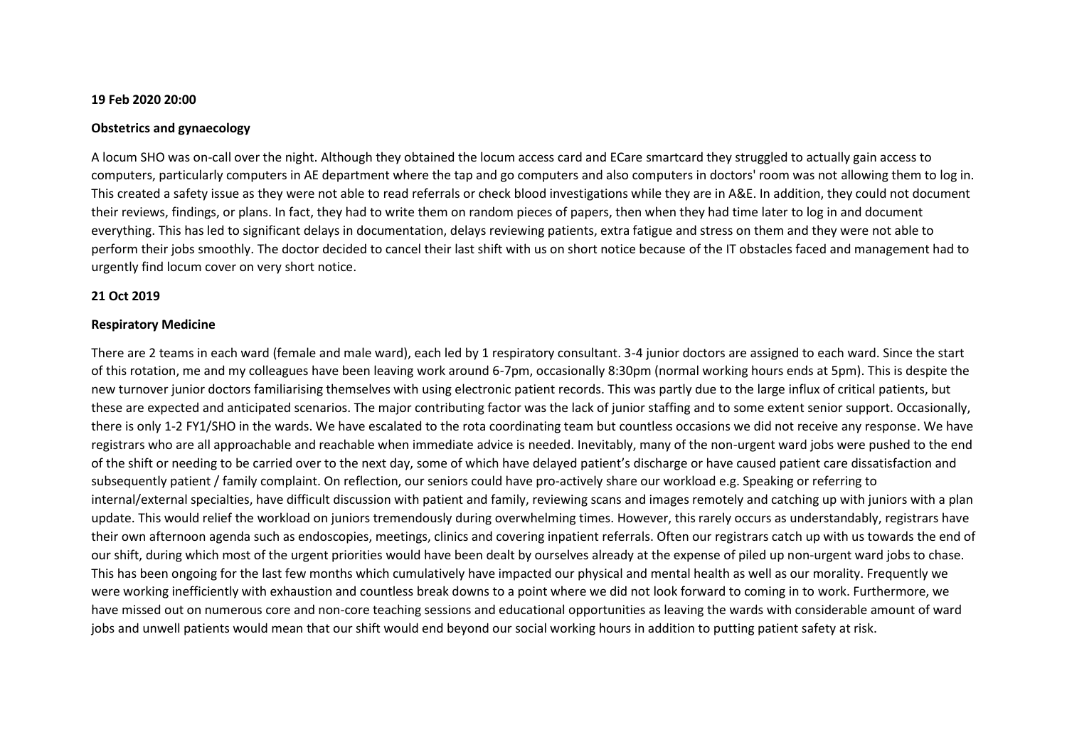**19 Feb 2020 20:00**

**Obstetrics and gynaecology**

A locum SHO was on-call over the night. Although they obtained the locum access card and ECare smartcard they struggled to actually gain access to computers, particularly computers in AE department where the tap and go computers and also computers in doctors' room was not allowing them to log in. This created a safety issue as they were not able to read referrals or check blood investigations while they are in A&E. In addition, they could not document their reviews, findings, or plans. In fact, they had to write them on random pieces of papers, then when they had time later to log in and document everything. This has led to significant delays in documentation, delays reviewing patients, extra fatigue and stress on them and they were not able to perform their jobs smoothly. The doctor decided to cancel their last shift with us on short notice because of the IT obstacles faced and management had to urgently find locum cover on very short notice.

**21 Oct 2019**

**Respiratory Medicine**

There are 2 teams in each ward (female and male ward), each led by 1 respiratory consultant. 3-4 junior doctors are assigned to each ward. Since the start of this rotation, me and my colleagues have been leaving work around 6-7pm, occasionally 8:30pm (normal working hours ends at 5pm). This is despite the new turnover junior doctors familiarising themselves with using electronic patient records. This was partly due to the large influx of critical patients, but these are expected and anticipated scenarios. The major contributing factor was the lack of junior staffing and to some extent senior support. Occasionally, there is only 1-2 FY1/SHO in the wards. We have escalated to the rota coordinating team but countless occasions we did not receive any response. We have registrars who are all approachable and reachable when immediate advice is needed. Inevitably, many of the non-urgent ward jobs were pushed to the end of the shift or needing to be carried over to the next day, some of which have delayed patient's discharge or have caused patient care dissatisfaction and subsequently patient / family complaint. On reflection, our seniors could have pro-actively share our workload e.g. Speaking or referring to internal/external specialties, have difficult discussion with patient and family, reviewing scans and images remotely and catching up with juniors with a plan update. This would relief the workload on juniors tremendously during overwhelming times. However, this rarely occurs as understandably, registrars have their own afternoon agenda such as endoscopies, meetings, clinics and covering inpatient referrals. Often our registrars catch up with us towards the end of our shift, during which most of the urgent priorities would have been dealt by ourselves already at the expense of piled up non-urgent ward jobs to chase. This has been ongoing for the last few months which cumulatively have impacted our physical and mental health as well as our morality. Frequently we were working inefficiently with exhaustion and countless break downs to a point where we did not look forward to coming in to work. Furthermore, we have missed out on numerous core and non-core teaching sessions and educational opportunities as leaving the wards with considerable amount of ward jobs and unwell patients would mean that our shift would end beyond our social working hours in addition to putting patient safety at risk.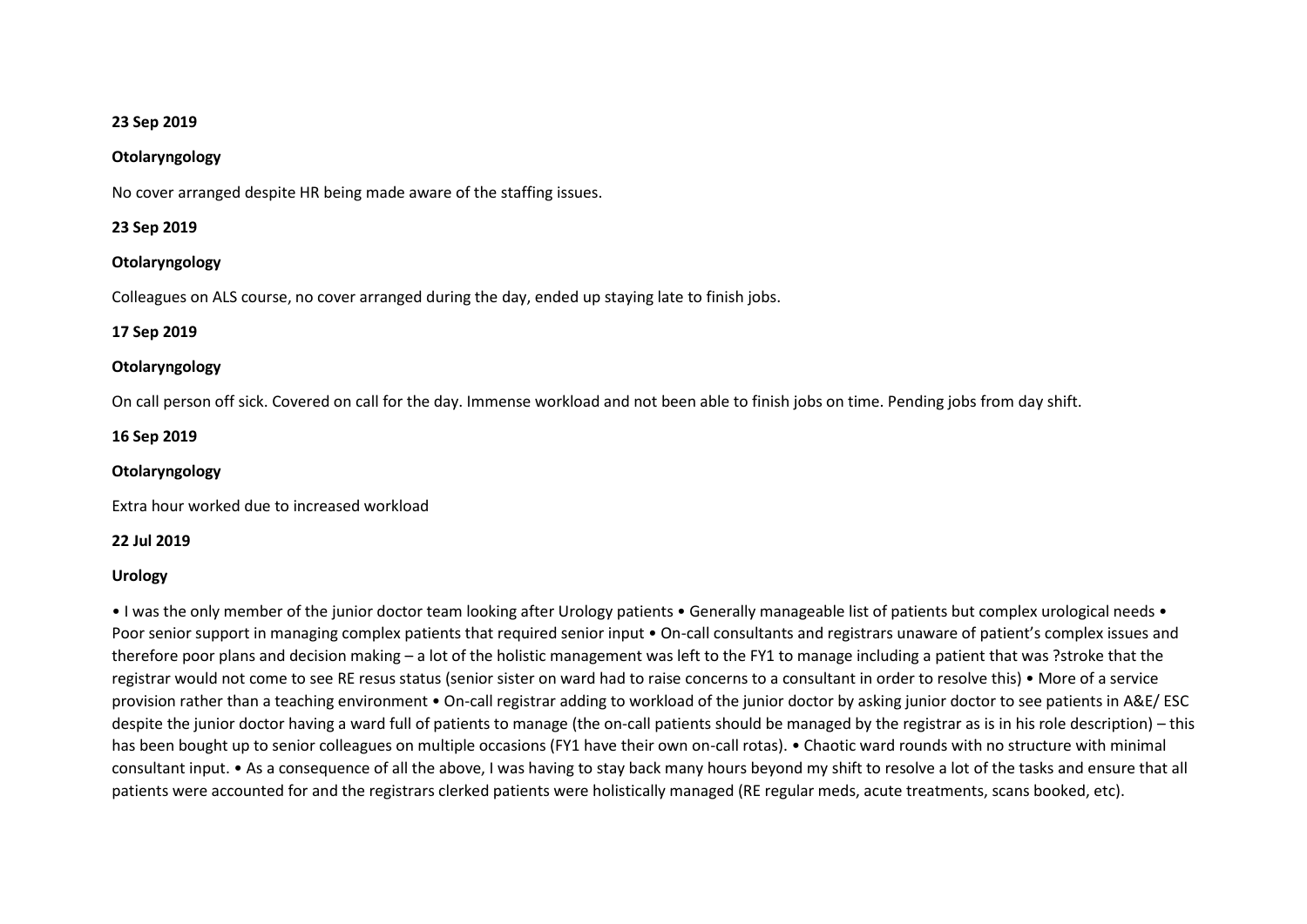**23 Sep 2019**

**Otolaryngology**

No cover arranged despite HR being made aware of the staffing issues.

**23 Sep 2019**

**Otolaryngology**

Colleagues on ALS course, no cover arranged during the day, ended up staying late to finish jobs.

**17 Sep 2019**

**Otolaryngology**

On call person off sick. Covered on call for the day. Immense workload and not been able to finish jobs on time. Pending jobs from day shift.

**16 Sep 2019**

**Otolaryngology**

Extra hour worked due to increased workload

**22 Jul 2019**

**Urology**

• I was the only member of the junior doctor team looking after Urology patients • Generally manageable list of patients but complex urological needs • Poor senior support in managing complex patients that required senior input • On-call consultants and registrars unaware of patient's complex issues and therefore poor plans and decision making – a lot of the holistic management was left to the FY1 to manage including a patient that was ?stroke that the registrar would not come to see RE resus status (senior sister on ward had to raise concerns to a consultant in order to resolve this) • More of a service provision rather than a teaching environment • On-call registrar adding to workload of the junior doctor by asking junior doctor to see patients in A&E/ ESC despite the junior doctor having a ward full of patients to manage (the on-call patients should be managed by the registrar as is in his role description) – this has been bought up to senior colleagues on multiple occasions (FY1 have their own on-call rotas). • Chaotic ward rounds with no structure with minimal consultant input. • As a consequence of all the above, I was having to stay back many hours beyond my shift to resolve a lot of the tasks and ensure that all patients were accounted for and the registrars clerked patients were holistically managed (RE regular meds, acute treatments, scans booked, etc).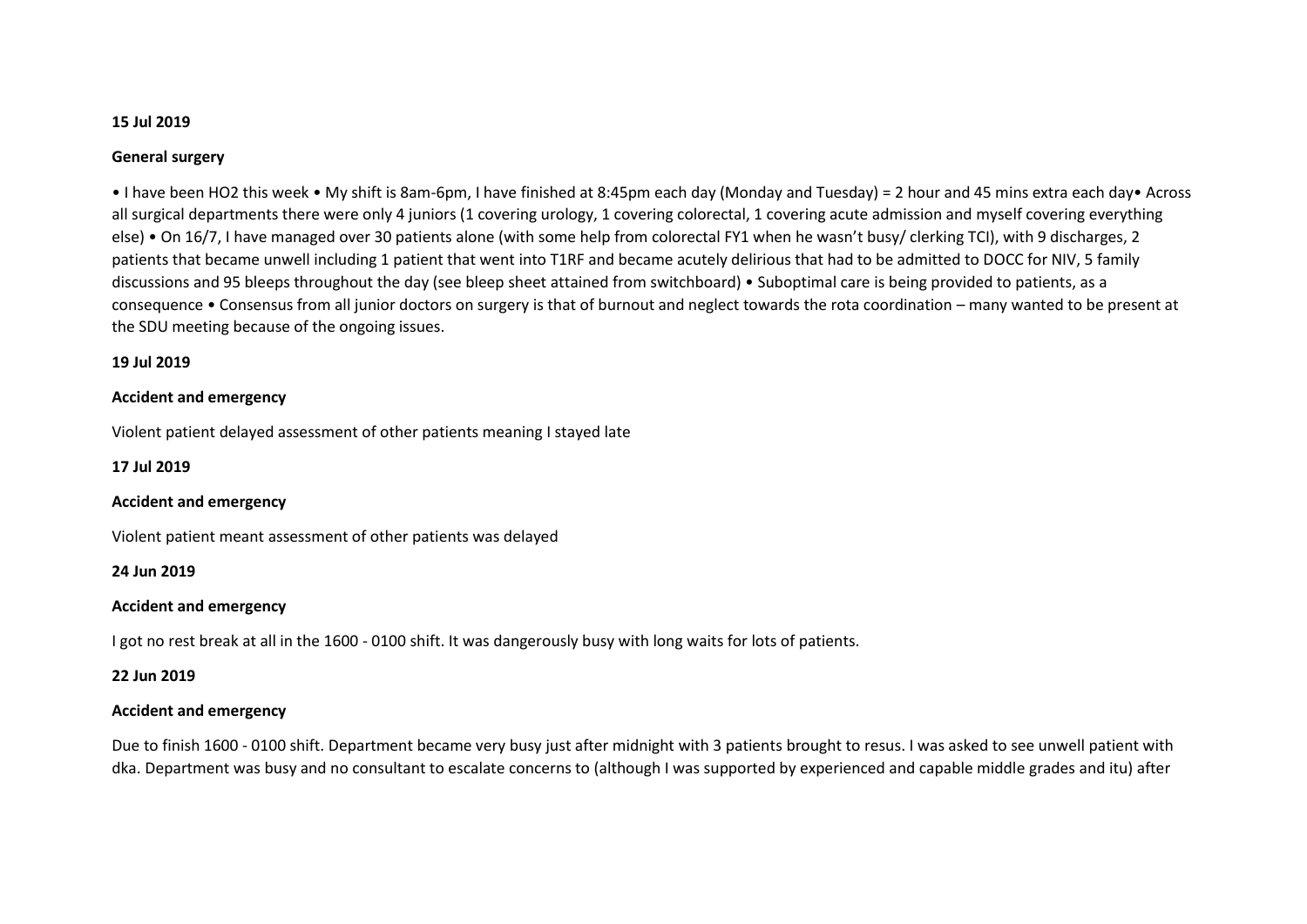**15 Jul 2019**

**General surgery**

• I have been HO2 this week • My shift is 8am-6pm, I have finished at 8:45pm each day (Monday and Tuesday) = 2 hour and 45 mins extra each day• Across all surgical departments there were only 4 juniors (1 covering urology, 1 covering colorectal, 1 covering acute admission and myself covering everything else) • On 16/7, I have managed over 30 patients alone (with some help from colorectal FY1 when he wasn't busy/ clerking TCI), with 9 discharges, 2 patients that became unwell including 1 patient that went into T1RF and became acutely delirious that had to be admitted to DOCC for NIV, 5 family discussions and 95 bleeps throughout the day (see bleep sheet attained from switchboard) • Suboptimal care is being provided to patients, as a consequence • Consensus from all junior doctors on surgery is that of burnout and neglect towards the rota coordination – many wanted to be present at the SDU meeting because of the ongoing issues.

**19 Jul 2019**

**Accident and emergency**

Violent patient delayed assessment of other patients meaning I stayed late

**17 Jul 2019**

**Accident and emergency**

Violent patient meant assessment of other patients was delayed

**24 Jun 2019**

**Accident and emergency**

I got no rest break at all in the 1600 - 0100 shift. It was dangerously busy with long waits for lots of patients.

**22 Jun 2019**

**Accident and emergency**

Due to finish 1600 - 0100 shift. Department became very busy just after midnight with 3 patients brought to resus. I was asked to see unwell patient with dka. Department was busy and no consultant to escalate concerns to (although I was supported by experienced and capable middle grades and itu) after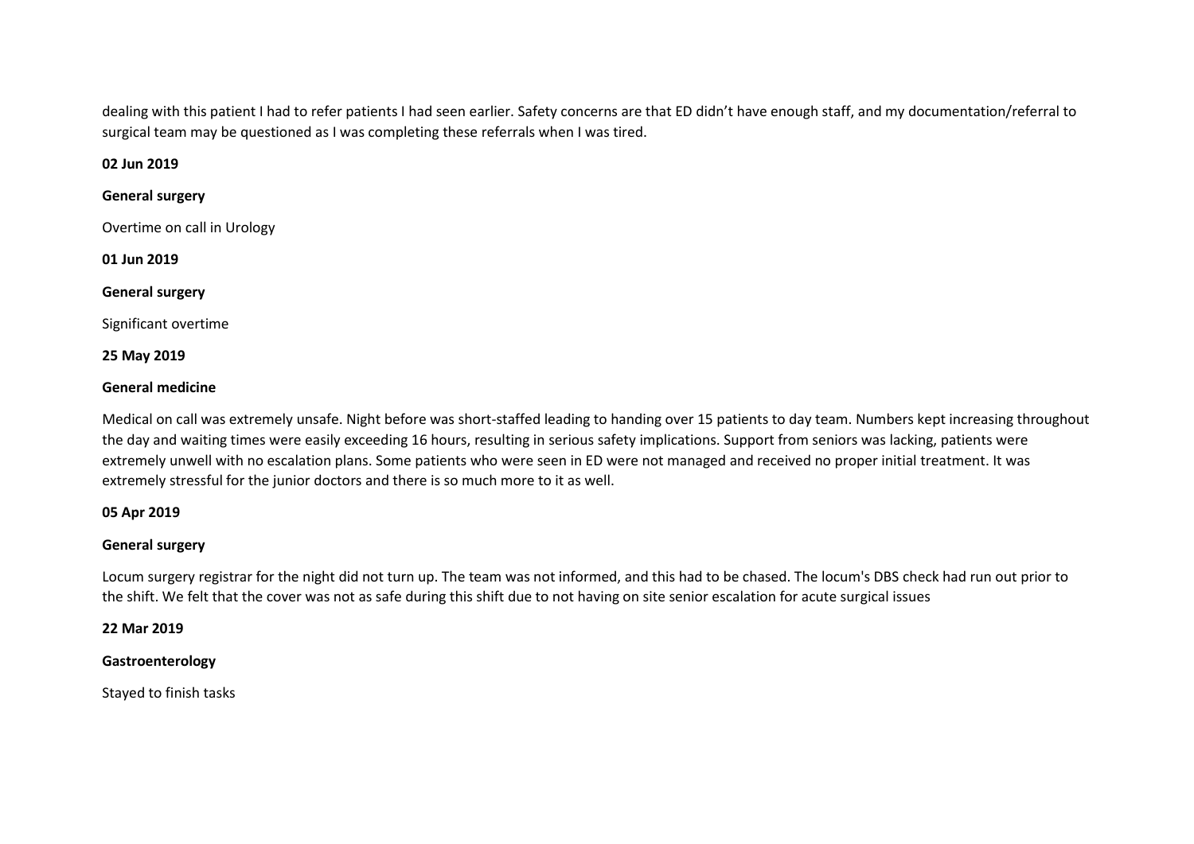dealing with this patient I had to refer patients I had seen earlier. Safety concerns are that ED didn't have enough staff, and my documentation/referral to surgical team may be questioned as I was completing these referrals when I was tired.

**02 Jun 2019**

**General surgery**

Overtime on call in Urology

**01 Jun 2019**

**General surgery**

Significant overtime

**25 May 2019**

**General medicine**

Medical on call was extremely unsafe. Night before was short-staffed leading to handing over 15 patients to day team. Numbers kept increasing throughout the day and waiting times were easily exceeding 16 hours, resulting in serious safety implications. Support from seniors was lacking, patients were extremely unwell with no escalation plans. Some patients who were seen in ED were not managed and received no proper initial treatment. It was extremely stressful for the junior doctors and there is so much more to it as well.

**05 Apr 2019**

**General surgery**

Locum surgery registrar for the night did not turn up. The team was not informed, and this had to be chased. The locum's DBS check had run out prior to the shift. We felt that the cover was not as safe during this shift due to not having on site senior escalation for acute surgical issues

**22 Mar 2019**

**Gastroenterology**

Stayed to finish tasks